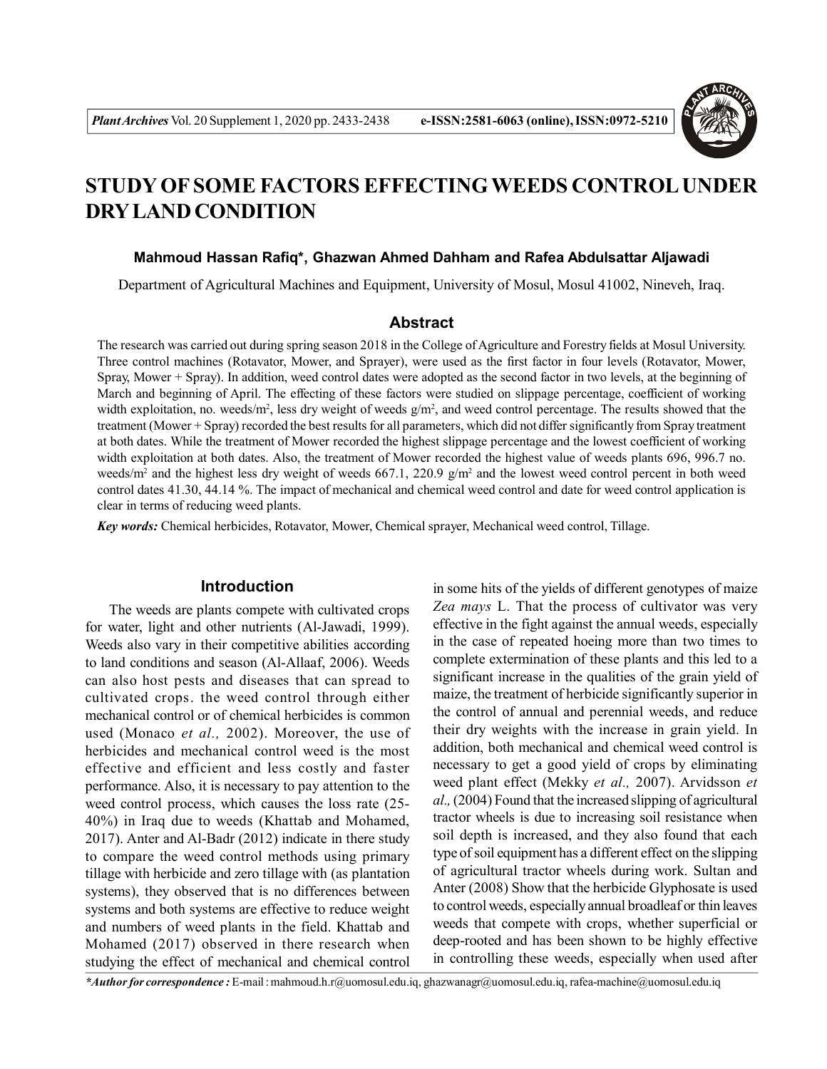# STUDY OF SOME FACTORS EFFECTING WEEDS CONTROL UNDER DRY LAND CONDITION

**Mahmoud Hassan Rafiq\*, Ghazwan Ahmed Dahham and Rafea Abdulsattar Aljawadi**

Department of Agricultural Machines and Equipment, University of Mosul, Mosul 41002, Nineveh, Iraq.

## Abstract

The research was carried out during spring season 2018 in the College of Agriculture and Forestry fields at Mosul University. Three control machines (Rotavator, Mower, and Sprayer), were used as the first factor in four levels (Rotavator, Mower, Spray, Mower + Spray). In addition, weed control dates were adopted as the second factor in two levels, at the beginning of March and beginning of April. The effecting of these factors were studied on slippage percentage, coefficient of working width exploitation, no. weeds/m$^2$, less dry weight of weeds g/m$^2$, and weed control percentage. The results showed that the treatment (Mower + Spray) recorded the best results for all parameters, which did not differ significantly from Spray treatment at both dates. While the treatment of Mower recorded the highest slippage percentage and the lowest coefficient of working width exploitation at both dates. Also, the treatment of Mower recorded the highest value of weeds plants 696, 996.7 no. weeds/m$^2$ and the highest less dry weight of weeds 667.1, 220.9 g/m$^2$ and the lowest weed control percent in both weed control dates 41.30, 44.14 %. The impact of mechanical and chemical weed control and date for weed control application is clear in terms of reducing weed plants.

***Key words:*** Chemical herbicides, Rotavator, Mower, Chemical sprayer, Mechanical weed control, Tillage.

## Introduction

The weeds are plants compete with cultivated crops for water, light and other nutrients (Al-Jawadi, 1999). Weeds also vary in their competitive abilities according to land conditions and season (Al-Allaaf, 2006). Weeds can also host pests and diseases that can spread to cultivated crops. the weed control through either mechanical control or of chemical herbicides is common used (Monaco *et al.,* 2002). Moreover, the use of herbicides and mechanical control weed is the most effective and efficient and less costly and faster performance. Also, it is necessary to pay attention to the weed control process, which causes the loss rate (25-40%) in Iraq due to weeds (Khattab and Mohamed, 2017). Anter and Al-Badr (2012) indicate in there study to compare the weed control methods using primary tillage with herbicide and zero tillage with (as plantation systems), they observed that is no differences between systems and both systems are effective to reduce weight and numbers of weed plants in the field. Khattab and Mohamed (2017) observed in there research when studying the effect of mechanical and chemical control in some hits of the yields of different genotypes of maize *Zea mays* L. That the process of cultivator was very effective in the fight against the annual weeds, especially in the case of repeated hoeing more than two times to complete extermination of these plants and this led to a significant increase in the qualities of the grain yield of maize, the treatment of herbicide significantly superior in the control of annual and perennial weeds, and reduce their dry weights with the increase in grain yield. In addition, both mechanical and chemical weed control is necessary to get a good yield of crops by eliminating weed plant effect (Mekky *et al.,* 2007). Arvidsson *et al.,* (2004) Found that the increased slipping of agricultural tractor wheels is due to increasing soil resistance when soil depth is increased, and they also found that each type of soil equipment has a different effect on the slipping of agricultural tractor wheels during work. Sultan and Anter (2008) Show that the herbicide Glyphosate is used to control weeds, especially annual broadleaf or thin leaves weeds that compete with crops, whether superficial or deep-rooted and has been shown to be highly effective in controlling these weeds, especially when used after

***\*Author for correspondence :*** E-mail : mahmoud.h.r@uomosul.edu.iq, ghazwanagr@uomosul.edu.iq, rafea-machine@uomosul.edu.iq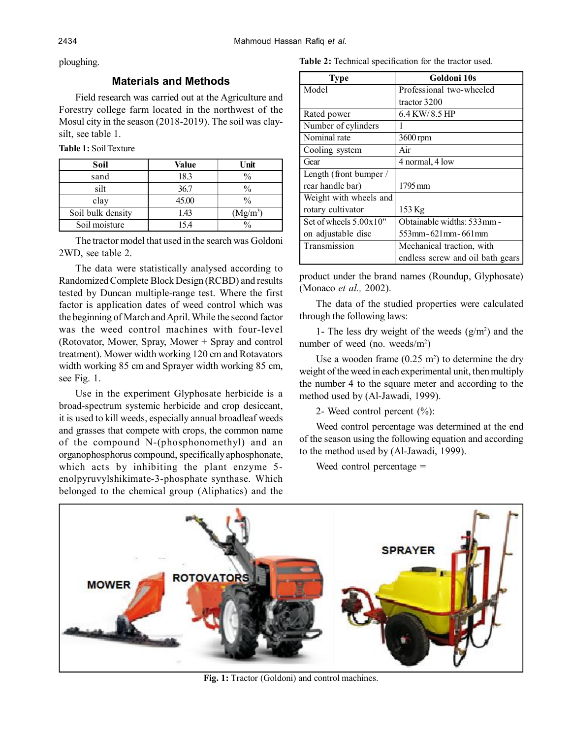ploughing.

## Materials and Methods

Field research was carried out at the Agriculture and Forestry college farm located in the northwest of the Mosul city in the season (2018-2019). The soil was clay-silt, see table 1.

**Table 1:** Soil Texture

| Soil | Value | Unit |
|---|---|---|
| sand | 18.3 | % |
| silt | 36.7 | % |
| clay | 45.00 | % |
| Soil bulk density | 1.43 | ($Mg/m^3$) |
| Soil moisture | 15.4 | % |

The tractor model that used in the search was Goldoni 2WD, see table 2.

The data were statistically analysed according to Randomized Complete Block Design (RCBD) and results tested by Duncan multiple-range test. Where the first factor is application dates of weed control which was the beginning of March and April. While the second factor was the weed control machines with four-level (Rotovator, Mower, Spray, Mower + Spray and control treatment). Mower width working 120 cm and Rotavators width working 85 cm and Sprayer width working 85 cm, see Fig. 1.

Use in the experiment Glyphosate herbicide is a broad-spectrum systemic herbicide and crop desiccant, it is used to kill weeds, especially annual broadleaf weeds and grasses that compete with crops, the common name of the compound N-(phosphonomethyl) and an organophosphorus compound, specifically aphosphonate, which acts by inhibiting the plant enzyme 5-enolpyruvylshikimate-3-phosphate synthase. Which belonged to the chemical group (Aliphatics) and the

**Table 2:** Technical specification for the tractor used.

| Type | Goldoni 10s |
|---|---|
| Model | Professional two-wheeled tractor 3200 |
| Rated power | 6.4 KW/ 8.5 HP |
| Number of cylinders | 1 |
| Nominal rate | 3600 rpm |
| Cooling system | Air |
| Gear | 4 normal, 4 low |
| Length (front bumper / rear handle bar) | 1795 mm |
| Weight with wheels and rotary cultivator | 153 Kg |
| Set of wheels 5.00x10" on adjustable disc | Obtainable widths: 533mm - 553mm - 621mm - 661mm |
| Transmission | Mechanical traction, with endless screw and oil bath gears |

product under the brand names (Roundup, Glyphosate) (Monaco *et al.,* 2002).

The data of the studied properties were calculated through the following laws:

1- The less dry weight of the weeds ($g/m^2$) and the number of weed (no. weeds/$m^2$)

Use a wooden frame (0.25 $m^2$) to determine the dry weight of the weed in each experimental unit, then multiply the number 4 to the square meter and according to the method used by (Al-Jawadi, 1999).

2- Weed control percent (%):

Weed control percentage was determined at the end of the season using the following equation and according to the method used by (Al-Jawadi, 1999).

Weed control percentage =

**Fig. 1:** Tractor (Goldoni) and control machines.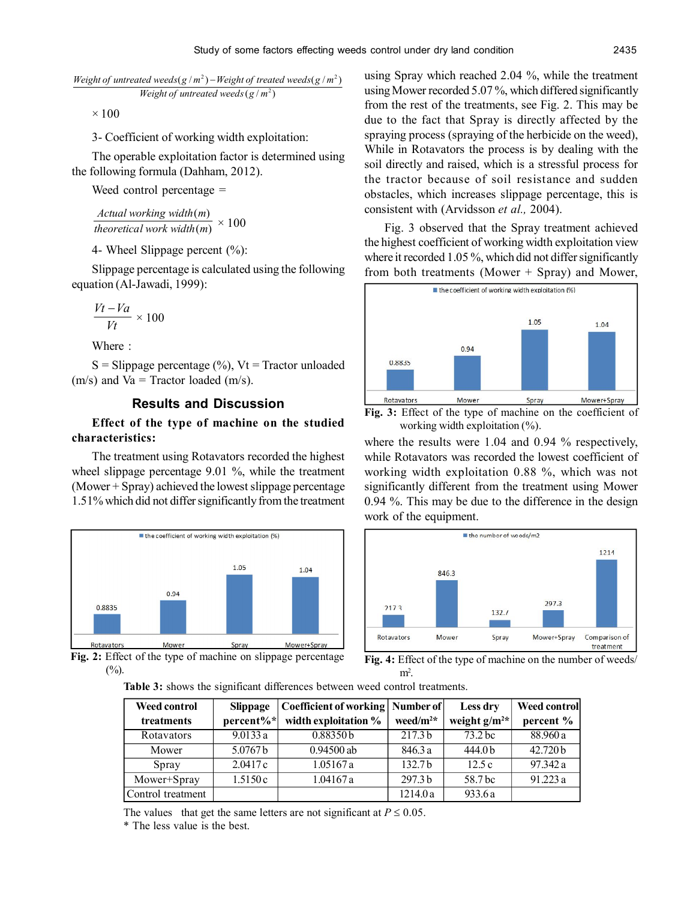$$\frac{\textit{Weight of untreated weeds}(g/m^2) - \textit{Weight of treated weeds}(g/m^2)}{\textit{Weight of untreated weeds}(g/m^2)} \times 100$$

3- Coefficient of working width exploitation:

The operable exploitation factor is determined using the following formula (Dahham, 2012).

Weed control percentage =

$$\frac{\textit{Actual working width}(m)}{\textit{theoretical work width}(m)} \times 100$$

4- Wheel Slippage percent (%):

Slippage percentage is calculated using the following equation (Al-Jawadi, 1999):

$$\frac{Vt - Va}{Vt} \times 100$$

Where :

S = Slippage percentage (%), Vt = Tractor unloaded (m/s) and Va = Tractor loaded (m/s).

## Results and Discussion

**Effect of the type of machine on the studied characteristics:**

The treatment using Rotavators recorded the highest wheel slippage percentage 9.01 %, while the treatment (Mower + Spray) achieved the lowest slippage percentage 1.51% which did not differ significantly from the treatment using Spray which reached 2.04 %, while the treatment using Mower recorded 5.07 %, which differed significantly from the rest of the treatments, see Fig. 2. This may be due to the fact that Spray is directly affected by the spraying process (spraying of the herbicide on the weed), While in Rotavators the process is by dealing with the soil directly and raised, which is a stressful process for the tractor because of soil resistance and sudden obstacles, which increases slippage percentage, this is consistent with (Arvidsson *et al.,* 2004).

Fig. 3 observed that the Spray treatment achieved the highest coefficient of working width exploitation view where it recorded 1.05 %, which did not differ significantly from both treatments (Mower + Spray) and Mower, where the results were 1.04 and 0.94 % respectively, while Rotavators was recorded the lowest coefficient of working width exploitation 0.88 %, which was not significantly different from the treatment using Mower 0.94 %. This may be due to the difference in the design work of the equipment.

**Fig. 2:** Effect of the type of machine on slippage percentage (%).

**Fig. 3:** Effect of the type of machine on the coefficient of working width exploitation (%).

**Fig. 4:** Effect of the type of machine on the number of weeds/ m².

**Table 3:** shows the significant differences between weed control treatments.

| Weed control treatments | Slippage percent%* | Coefficient of working width exploitation % | Number of weed/m²* | Less dry weight g/m²* | Weed control percent % |
|---|---|---|---|---|---|
| Rotavators | 9.0133 a | 0.88350 b | 217.3 b | 73.2 bc | 88.960 a |
| Mower | 5.0767 b | 0.94500 ab | 846.3 a | 444.0 b | 42.720 b |
| Spray | 2.0417 c | 1.05167 a | 132.7 b | 12.5 c | 97.342 a |
| Mower+Spray | 1.5150 c | 1.04167 a | 297.3 b | 58.7 bc | 91.223 a |
| Control treatment | | | 1214.0 a | 933.6 a | |

The values that get the same letters are not significant at $P \leq 0.05$.
* The less value is the best.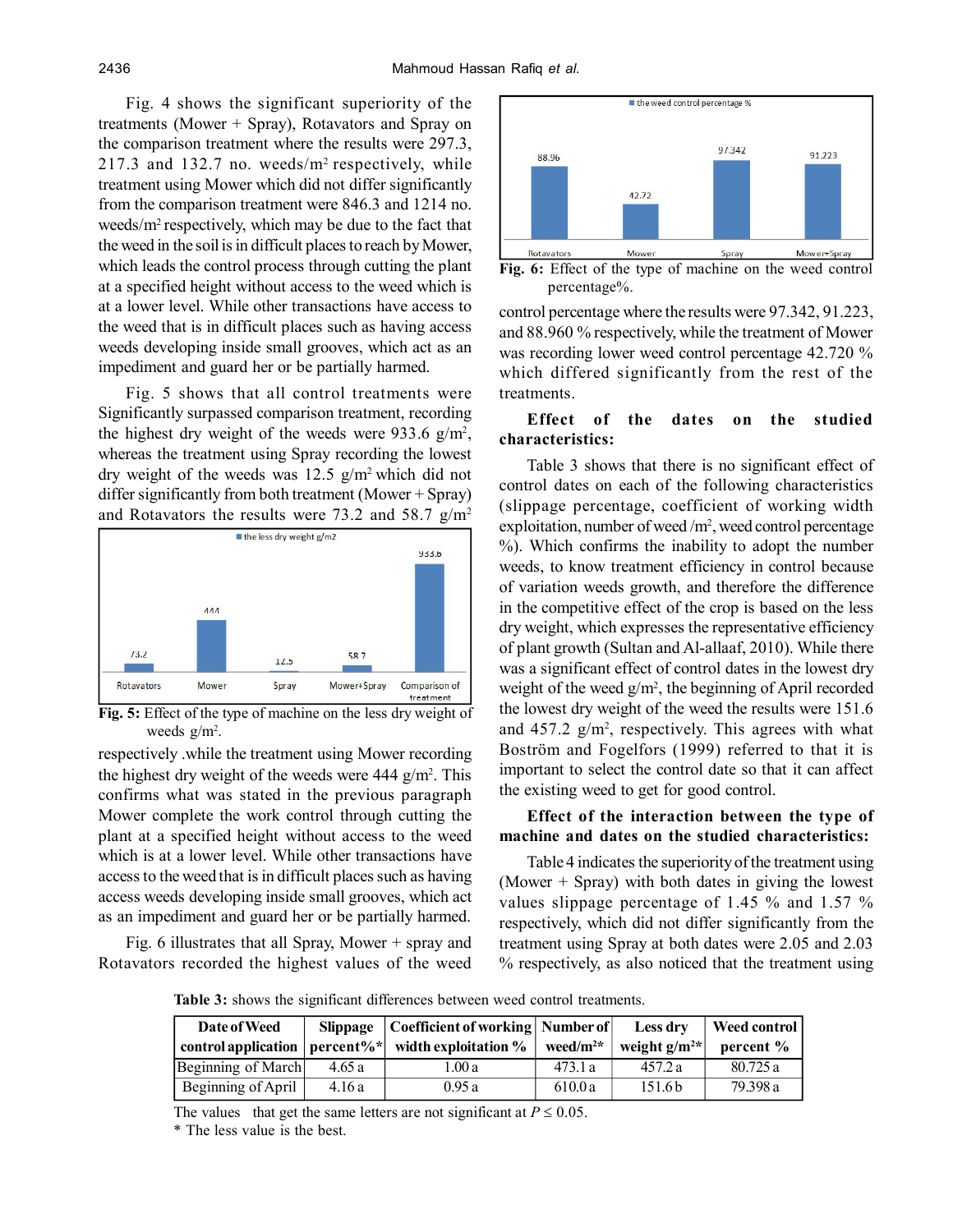Fig. 4 shows the significant superiority of the treatments (Mower + Spray), Rotavators and Spray on the comparison treatment where the results were 297.3, 217.3 and 132.7 no. weeds/m$^2$ respectively, while treatment using Mower which did not differ significantly from the comparison treatment were 846.3 and 1214 no. weeds/m$^2$ respectively, which may be due to the fact that the weed in the soil is in difficult places to reach by Mower, which leads the control process through cutting the plant at a specified height without access to the weed which is at a lower level. While other transactions have access to the weed that is in difficult places such as having access weeds developing inside small grooves, which act as an impediment and guard her or be partially harmed.

Fig. 5 shows that all control treatments were Significantly surpassed comparison treatment, recording the highest dry weight of the weeds were 933.6 g/m$^2$, whereas the treatment using Spray recording the lowest dry weight of the weeds was 12.5 g/m$^2$ which did not differ significantly from both treatment (Mower + Spray) and Rotavators the results were 73.2 and 58.7 g/m$^2$

**Fig. 5:** Effect of the type of machine on the less dry weight of weeds g/m$^2$.

respectively .while the treatment using Mower recording the highest dry weight of the weeds were 444 g/m$^2$. This confirms what was stated in the previous paragraph Mower complete the work control through cutting the plant at a specified height without access to the weed which is at a lower level. While other transactions have access to the weed that is in difficult places such as having access weeds developing inside small grooves, which act as an impediment and guard her or be partially harmed.

Fig. 6 illustrates that all Spray, Mower + spray and Rotavators recorded the highest values of the weed control percentage where the results were 97.342, 91.223, and 88.960 % respectively, while the treatment of Mower was recording lower weed control percentage 42.720 % which differed significantly from the rest of the treatments.

**Fig. 6:** Effect of the type of machine on the weed control percentage%.

**Effect of the dates on the studied characteristics:**

Table 3 shows that there is no significant effect of control dates on each of the following characteristics (slippage percentage, coefficient of working width exploitation, number of weed /m$^2$, weed control percentage %). Which confirms the inability to adopt the number weeds, to know treatment efficiency in control because of variation weeds growth, and therefore the difference in the competitive effect of the crop is based on the less dry weight, which expresses the representative efficiency of plant growth (Sultan and Al-allaaf, 2010). While there was a significant effect of control dates in the lowest dry weight of the weed g/m$^2$, the beginning of April recorded the lowest dry weight of the weed the results were 151.6 and 457.2 g/m$^2$, respectively. This agrees with what Boström and Fogelfors (1999) referred to that it is important to select the control date so that it can affect the existing weed to get for good control.

**Effect of the interaction between the type of machine and dates on the studied characteristics:**

Table 4 indicates the superiority of the treatment using (Mower + Spray) with both dates in giving the lowest values slippage percentage of 1.45 % and 1.57 % respectively, which did not differ significantly from the treatment using Spray at both dates were 2.05 and 2.03 % respectively, as also noticed that the treatment using

**Table 3:** shows the significant differences between weed control treatments.

| Date of Weed control application | Slippage percent%* | Coefficient of working width exploitation % | Number of weed/m$^2$* | Less dry weight g/m$^2$* | Weed control percent % |
|---|---|---|---|---|---|
| Beginning of March | 4.65 a | 1.00 a | 473.1 a | 457.2 a | 80.725 a |
| Beginning of April | 4.16 a | 0.95 a | 610.0 a | 151.6 b | 79.398 a |

The values that get the same letters are not significant at $P \leq 0.05$.
* The less value is the best.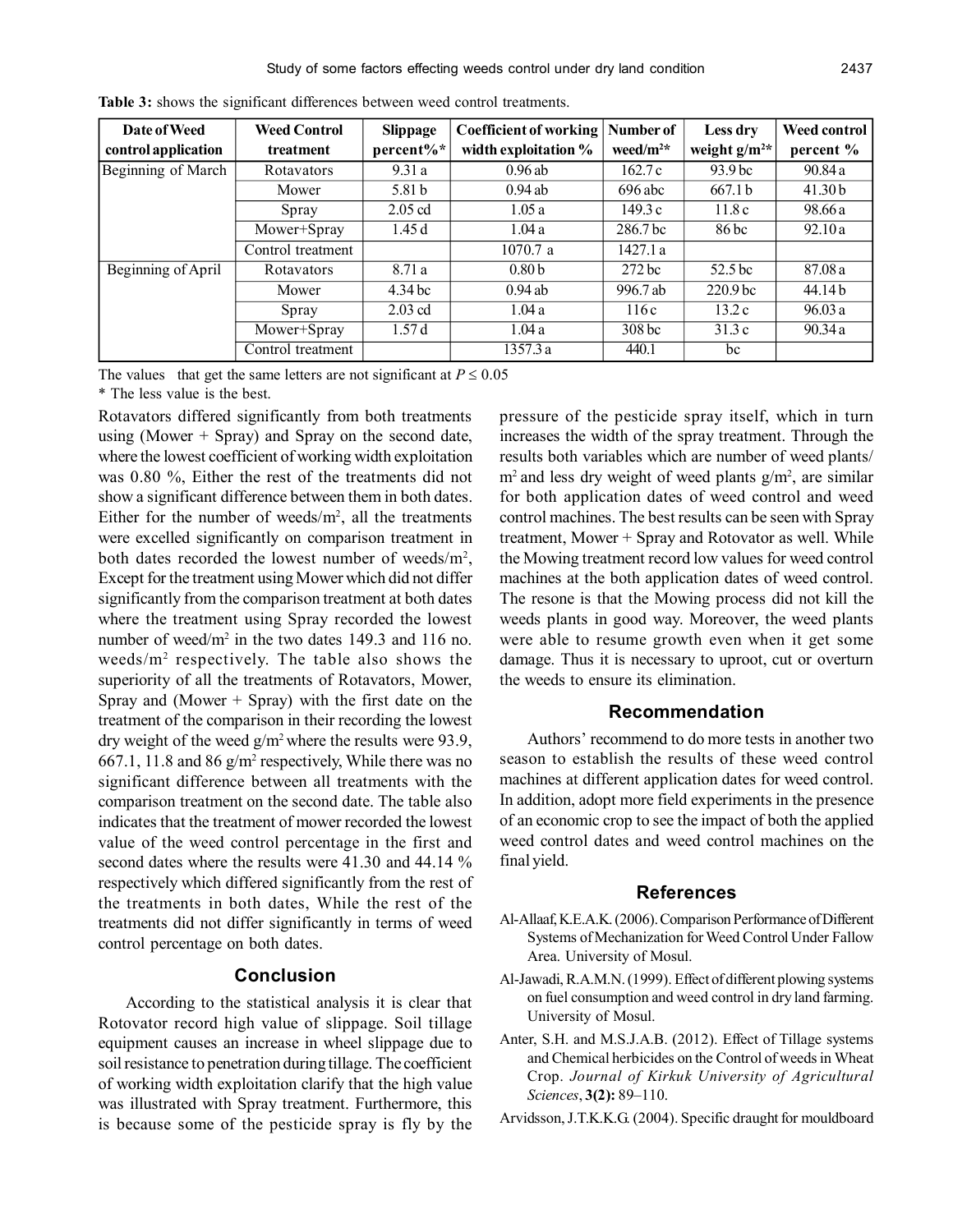**Table 3:** shows the significant differences between weed control treatments.

| Date of Weed control application | Weed Control treatment | Slippage percent%* | Coefficient of working width exploitation % | Number of weed/m$^2$* | Less dry weight g/m$^2$* | Weed control percent % |
|---|---|---|---|---|---|---|
| Beginning of March | Rotavators | 9.31 a | 0.96 ab | 162.7 c | 93.9 bc | 90.84 a |
| | Mower | 5.81 b | 0.94 ab | 696 abc | 667.1 b | 41.30 b |
| | Spray | 2.05 cd | 1.05 a | 149.3 c | 11.8 c | 98.66 a |
| | Mower+Spray | 1.45 d | 1.04 a | 286.7 bc | 86 bc | 92.10 a |
| | Control treatment | | 1070.7 a | 1427.1 a | | |
| Beginning of April | Rotavators | 8.71 a | 0.80 b | 272 bc | 52.5 bc | 87.08 a |
| | Mower | 4.34 bc | 0.94 ab | 996.7 ab | 220.9 bc | 44.14 b |
| | Spray | 2.03 cd | 1.04 a | 116 c | 13.2 c | 96.03 a |
| | Mower+Spray | 1.57 d | 1.04 a | 308 bc | 31.3 c | 90.34 a |
| | Control treatment | | 1357.3 a | 440.1 | bc | |

The values that get the same letters are not significant at $P \leq 0.05$

\* The less value is the best.

Rotavators differed significantly from both treatments using (Mower + Spray) and Spray on the second date, where the lowest coefficient of working width exploitation was 0.80 %, Either the rest of the treatments did not show a significant difference between them in both dates. Either for the number of weeds/m$^2$, all the treatments were excelled significantly on comparison treatment in both dates recorded the lowest number of weeds/m$^2$, Except for the treatment using Mower which did not differ significantly from the comparison treatment at both dates where the treatment using Spray recorded the lowest number of weed/m$^2$ in the two dates 149.3 and 116 no. weeds/m$^2$ respectively. The table also shows the superiority of all the treatments of Rotavators, Mower, Spray and (Mower + Spray) with the first date on the treatment of the comparison in their recording the lowest dry weight of the weed g/m$^2$ where the results were 93.9, 667.1, 11.8 and 86 g/m$^2$ respectively, While there was no significant difference between all treatments with the comparison treatment on the second date. The table also indicates that the treatment of mower recorded the lowest value of the weed control percentage in the first and second dates where the results were 41.30 and 44.14 % respectively which differed significantly from the rest of the treatments in both dates, While the rest of the treatments did not differ significantly in terms of weed control percentage on both dates.

## Conclusion

According to the statistical analysis it is clear that Rotovator record high value of slippage. Soil tillage equipment causes an increase in wheel slippage due to soil resistance to penetration during tillage. The coefficient of working width exploitation clarify that the high value was illustrated with Spray treatment. Furthermore, this is because some of the pesticide spray is fly by the pressure of the pesticide spray itself, which in turn increases the width of the spray treatment. Through the results both variables which are number of weed plants/m$^2$ and less dry weight of weed plants g/m$^2$, are similar for both application dates of weed control and weed control machines. The best results can be seen with Spray treatment, Mower + Spray and Rotovator as well. While the Mowing treatment record low values for weed control machines at the both application dates of weed control. The resone is that the Mowing process did not kill the weeds plants in good way. Moreover, the weed plants were able to resume growth even when it get some damage. Thus it is necessary to uproot, cut or overturn the weeds to ensure its elimination.

## Recommendation

Authors' recommend to do more tests in another two season to establish the results of these weed control machines at different application dates for weed control. In addition, adopt more field experiments in the presence of an economic crop to see the impact of both the applied weed control dates and weed control machines on the final yield.

## References

Al-Allaaf, K.E.A.K. (2006). Comparison Performance of Different Systems of Mechanization for Weed Control Under Fallow Area. University of Mosul.

Al-Jawadi, R.A.M.N. (1999). Effect of different plowing systems on fuel consumption and weed control in dry land farming. University of Mosul.

Anter, S.H. and M.S.J.A.B. (2012). Effect of Tillage systems and Chemical herbicides on the Control of weeds in Wheat Crop. *Journal of Kirkuk University of Agricultural Sciences*, **3(2):** 89–110.

Arvidsson, J.T.K.K.G. (2004). Specific draught for mouldboard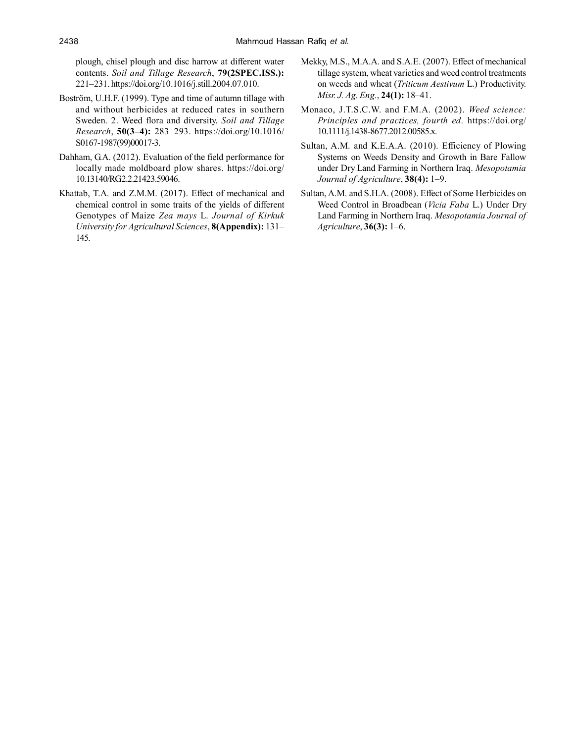plough, chisel plough and disc harrow at different water contents. *Soil and Tillage Research*, **79(2SPEC.ISS.):** 221–231. https://doi.org/10.1016/j.still.2004.07.010.

Boström, U.H.F. (1999). Type and time of autumn tillage with and without herbicides at reduced rates in southern Sweden. 2. Weed flora and diversity. *Soil and Tillage Research*, **50(3–4):** 283–293. https://doi.org/10.1016/S0167-1987(99)00017-3.

Dahham, G.A. (2012). Evaluation of the field performance for locally made moldboard plow shares. https://doi.org/10.13140/RG.2.2.21423.59046.

Khattab, T.A. and Z.M.M. (2017). Effect of mechanical and chemical control in some traits of the yields of different Genotypes of Maize *Zea mays* L. *Journal of Kirkuk University for Agricultural Sciences*, **8(Appendix):** 131–145.

Mekky, M.S., M.A.A. and S.A.E. (2007). Effect of mechanical tillage system, wheat varieties and weed control treatments on weeds and wheat (*Triticum Aestivum* L.) Productivity. *Misr. J. Ag. Eng.*, **24(1):** 18–41.

Monaco, J.T.S.C.W. and F.M.A. (2002). *Weed science: Principles and practices, fourth ed.* https://doi.org/10.1111/j.1438-8677.2012.00585.x.

Sultan, A.M. and K.E.A.A. (2010). Efficiency of Plowing Systems on Weeds Density and Growth in Bare Fallow under Dry Land Farming in Northern Iraq. *Mesopotamia Journal of Agriculture*, **38(4):** 1–9.

Sultan, A.M. and S.H.A. (2008). Effect of Some Herbicides on Weed Control in Broadbean (*Vicia Faba* L.) Under Dry Land Farming in Northern Iraq. *Mesopotamia Journal of Agriculture*, **36(3):** 1–6.